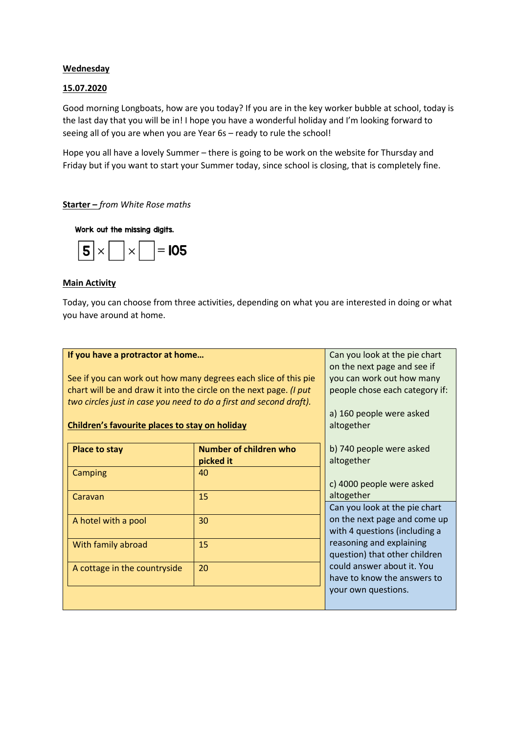**Wednesday**

**15.07.2020**

Good morning Longboats, how are you today? If you are in the key worker bubble at school, today is the last day that you will be in! I hope you have a wonderful holiday and I'm looking forward to seeing all of you are when you are Year 6s – ready to rule the school!

Hope you all have a lovely Summer – there is going to be work on the website for Thursday and Friday but if you want to start your Summer today, since school is closing, that is completely fine.

**Starter** – *from White Rose maths*

**Work out the missing digits.**

$5 \times \square \times \square = 105$

**Main Activity**

Today, you can choose from three activities, depending on what you are interested in doing or what you have around at home.

**If you have a protractor at home…**

See if you can work out how many degrees each slice of this pie chart will be and draw it into the circle on the next page. *(I put two circles just in case you need to do a first and second draft).*

**Children's favourite places to stay on holiday**

| Place to stay | Number of children who picked it |
|---|---|
| Camping | 40 |
| Caravan | 15 |
| A hotel with a pool | 30 |
| With family abroad | 15 |
| A cottage in the countryside | 20 |

Can you look at the pie chart on the next page and see if you can work out how many people chose each category if:

a) 160 people were asked altogether

b) 740 people were asked altogether

c) 4000 people were asked altogether

Can you look at the pie chart on the next page and come up with 4 questions (including a reasoning and explaining question) that other children could answer about it. You have to know the answers to your own questions.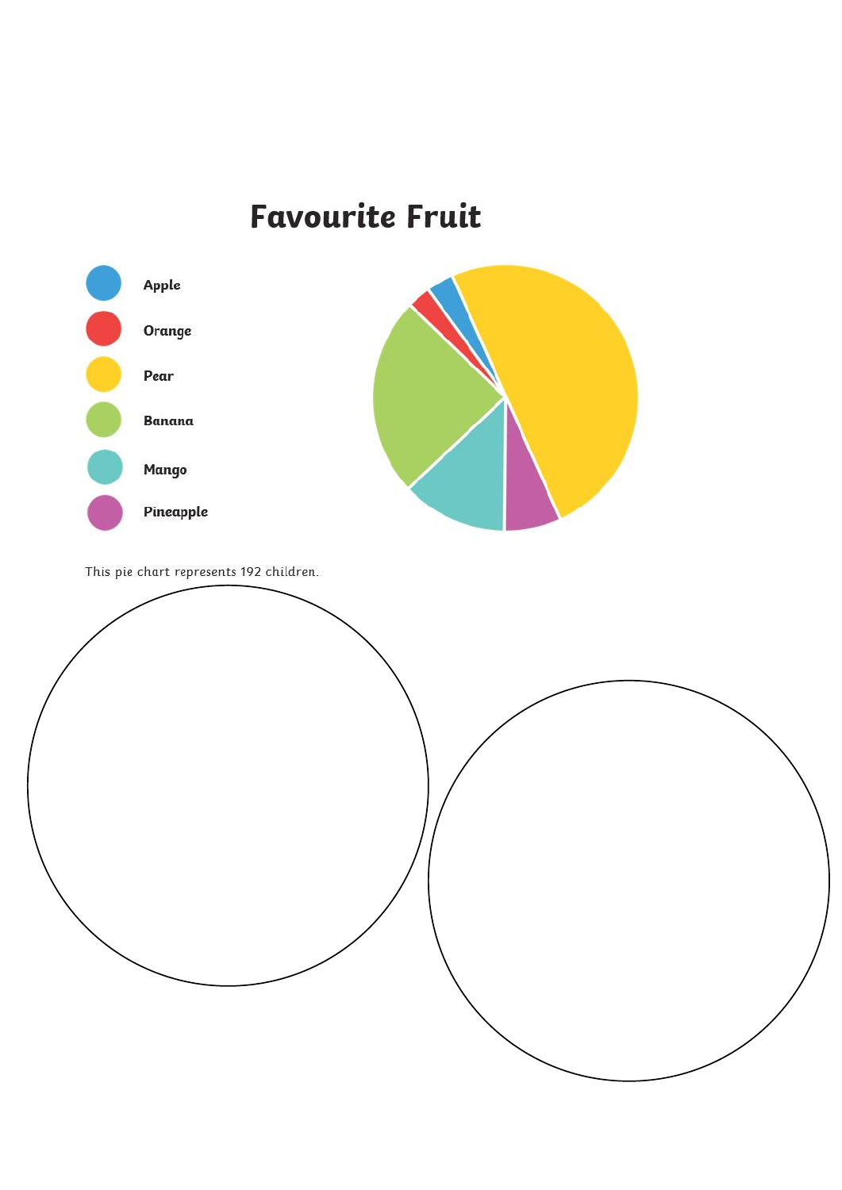# Favourite Fruit

Apple

Orange

Pear

Banana

Mango

Pineapple

This pie chart represents 192 children.